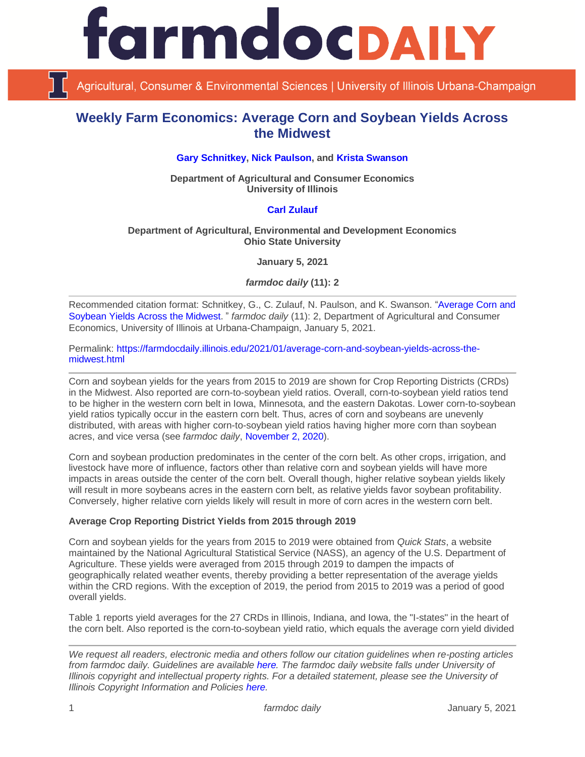# Weekly Farm Economics: Average Corn and Soybean Yields Across the Midwest

**Gary Schnitkey, Nick Paulson, and Krista Swanson**

**Department of Agricultural and Consumer Economics**
**University of Illinois**

**Carl Zulauf**

**Department of Agricultural, Environmental and Development Economics**
**Ohio State University**

**January 5, 2021**

***farmdoc daily* (11): 2**

---

Recommended citation format: Schnitkey, G., C. Zulauf, N. Paulson, and K. Swanson. "Average Corn and Soybean Yields Across the Midwest. " *farmdoc daily* (11): 2, Department of Agricultural and Consumer Economics, University of Illinois at Urbana-Champaign, January 5, 2021.

Permalink: https://farmdocdaily.illinois.edu/2021/01/average-corn-and-soybean-yields-across-the-midwest.html

---

Corn and soybean yields for the years from 2015 to 2019 are shown for Crop Reporting Districts (CRDs) in the Midwest. Also reported are corn-to-soybean yield ratios. Overall, corn-to-soybean yield ratios tend to be higher in the western corn belt in Iowa, Minnesota, and the eastern Dakotas. Lower corn-to-soybean yield ratios typically occur in the eastern corn belt. Thus, acres of corn and soybeans are unevenly distributed, with areas with higher corn-to-soybean yield ratios having higher more corn than soybean acres, and vice versa (see *farmdoc daily*, November 2, 2020).

Corn and soybean production predominates in the center of the corn belt. As other crops, irrigation, and livestock have more of influence, factors other than relative corn and soybean yields will have more impacts in areas outside the center of the corn belt. Overall though, higher relative soybean yields likely will result in more soybeans acres in the eastern corn belt, as relative yields favor soybean profitability. Conversely, higher relative corn yields likely will result in more of corn acres in the western corn belt.

**Average Crop Reporting District Yields from 2015 through 2019**

Corn and soybean yields for the years from 2015 to 2019 were obtained from *Quick Stats*, a website maintained by the National Agricultural Statistical Service (NASS), an agency of the U.S. Department of Agriculture. These yields were averaged from 2015 through 2019 to dampen the impacts of geographically related weather events, thereby providing a better representation of the average yields within the CRD regions. With the exception of 2019, the period from 2015 to 2019 was a period of good overall yields.

Table 1 reports yield averages for the 27 CRDs in Illinois, Indiana, and Iowa, the "I-states" in the heart of the corn belt. Also reported is the corn-to-soybean yield ratio, which equals the average corn yield divided

---

*We request all readers, electronic media and others follow our citation guidelines when re-posting articles from farmdoc daily. Guidelines are available here. The farmdoc daily website falls under University of Illinois copyright and intellectual property rights. For a detailed statement, please see the University of Illinois Copyright Information and Policies here.*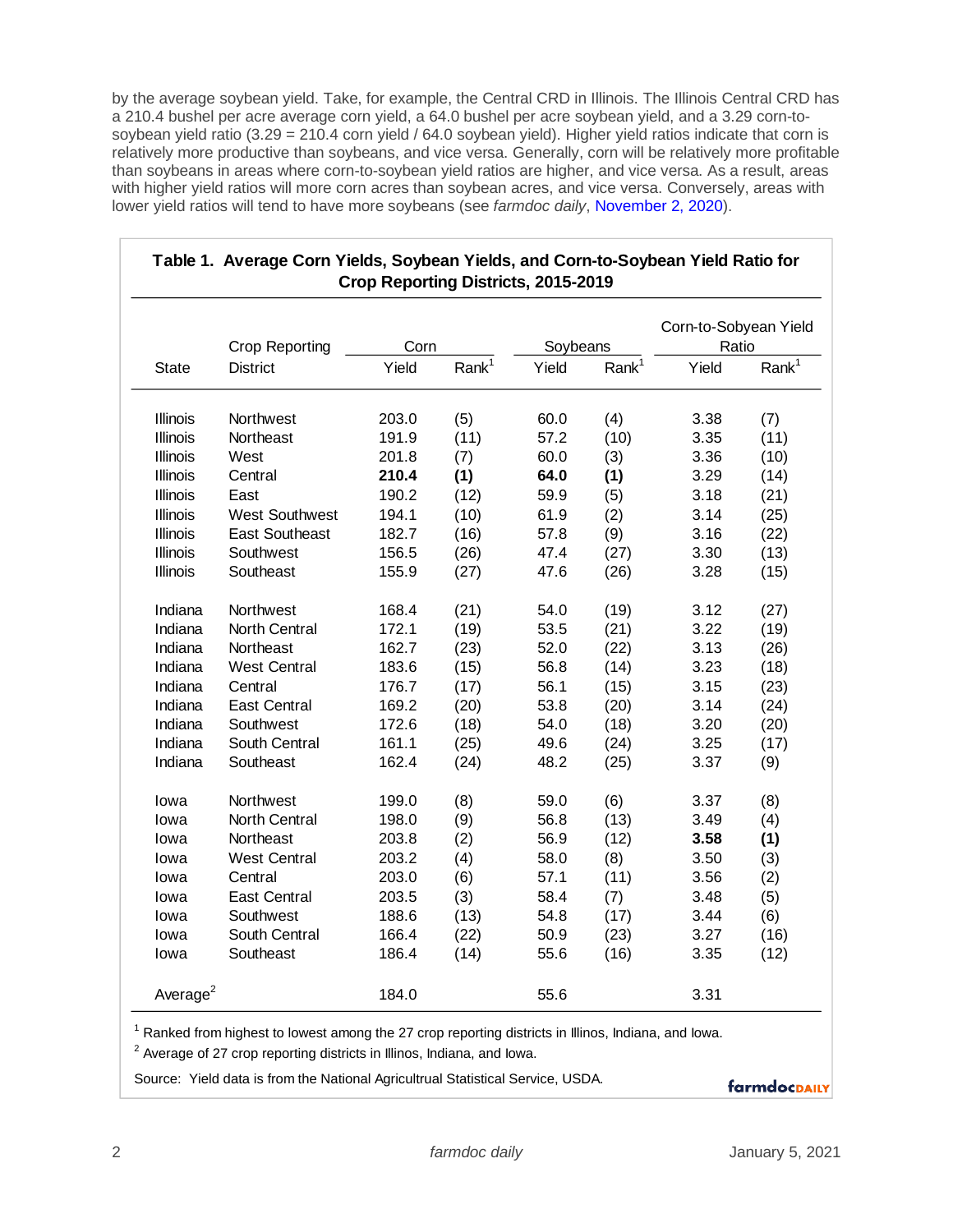by the average soybean yield. Take, for example, the Central CRD in Illinois. The Illinois Central CRD has a 210.4 bushel per acre average corn yield, a 64.0 bushel per acre soybean yield, and a 3.29 corn-to-soybean yield ratio (3.29 = 210.4 corn yield / 64.0 soybean yield). Higher yield ratios indicate that corn is relatively more productive than soybeans, and vice versa. Generally, corn will be relatively more profitable than soybeans in areas where corn-to-soybean yield ratios are higher, and vice versa. As a result, areas with higher yield ratios will more corn acres than soybean acres, and vice versa. Conversely, areas with lower yield ratios will tend to have more soybeans (see *farmdoc daily*, November 2, 2020).

**Table 1. Average Corn Yields, Soybean Yields, and Corn-to-Soybean Yield Ratio for Crop Reporting Districts, 2015-2019**

| State | Crop Reporting District | Corn Yield | Corn Rank[1] | Soybeans Yield | Soybeans Rank[1] | Corn-to-Sobyean Yield Ratio Yield | Corn-to-Sobyean Yield Ratio Rank[1] |
|---|---|---|---|---|---|---|---|
| Illinois | Northwest | 203.0 | (5) | 60.0 | (4) | 3.38 | (7) |
| Illinois | Northeast | 191.9 | (11) | 57.2 | (10) | 3.35 | (11) |
| Illinois | West | 201.8 | (7) | 60.0 | (3) | 3.36 | (10) |
| Illinois | Central | **210.4** | **(1)** | **64.0** | **(1)** | 3.29 | (14) |
| Illinois | East | 190.2 | (12) | 59.9 | (5) | 3.18 | (21) |
| Illinois | West Southwest | 194.1 | (10) | 61.9 | (2) | 3.14 | (25) |
| Illinois | East Southeast | 182.7 | (16) | 57.8 | (9) | 3.16 | (22) |
| Illinois | Southwest | 156.5 | (26) | 47.4 | (27) | 3.30 | (13) |
| Illinois | Southeast | 155.9 | (27) | 47.6 | (26) | 3.28 | (15) |
| Indiana | Northwest | 168.4 | (21) | 54.0 | (19) | 3.12 | (27) |
| Indiana | North Central | 172.1 | (19) | 53.5 | (21) | 3.22 | (19) |
| Indiana | Northeast | 162.7 | (23) | 52.0 | (22) | 3.13 | (26) |
| Indiana | West Central | 183.6 | (15) | 56.8 | (14) | 3.23 | (18) |
| Indiana | Central | 176.7 | (17) | 56.1 | (15) | 3.15 | (23) |
| Indiana | East Central | 169.2 | (20) | 53.8 | (20) | 3.14 | (24) |
| Indiana | Southwest | 172.6 | (18) | 54.0 | (18) | 3.20 | (20) |
| Indiana | South Central | 161.1 | (25) | 49.6 | (24) | 3.25 | (17) |
| Indiana | Southeast | 162.4 | (24) | 48.2 | (25) | 3.37 | (9) |
| Iowa | Northwest | 199.0 | (8) | 59.0 | (6) | 3.37 | (8) |
| Iowa | North Central | 198.0 | (9) | 56.8 | (13) | 3.49 | (4) |
| Iowa | Northeast | 203.8 | (2) | 56.9 | (12) | **3.58** | **(1)** |
| Iowa | West Central | 203.2 | (4) | 58.0 | (8) | 3.50 | (3) |
| Iowa | Central | 203.0 | (6) | 57.1 | (11) | 3.56 | (2) |
| Iowa | East Central | 203.5 | (3) | 58.4 | (7) | 3.48 | (5) |
| Iowa | Southwest | 188.6 | (13) | 54.8 | (17) | 3.44 | (6) |
| Iowa | South Central | 166.4 | (22) | 50.9 | (23) | 3.27 | (16) |
| Iowa | Southeast | 186.4 | (14) | 55.6 | (16) | 3.35 | (12) |
| Average[2] | | 184.0 | | 55.6 | | 3.31 | |

[1] Ranked from highest to lowest among the 27 crop reporting districts in Illinos, Indiana, and Iowa.

[2] Average of 27 crop reporting districts in Illinos, Indiana, and Iowa.

Source: Yield data is from the National Agricultrual Statistical Service, USDA.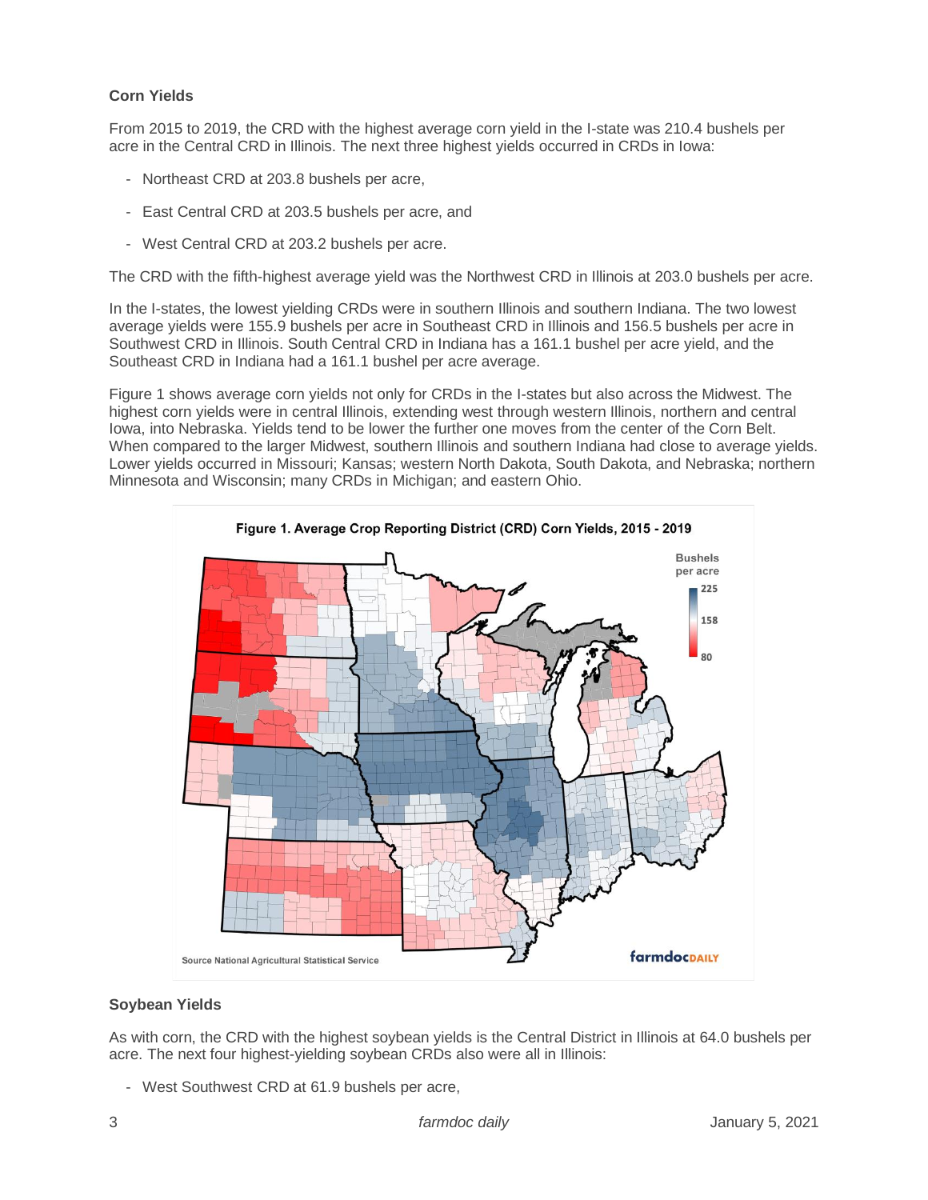### Corn Yields

From 2015 to 2019, the CRD with the highest average corn yield in the I-state was 210.4 bushels per acre in the Central CRD in Illinois. The next three highest yields occurred in CRDs in Iowa:

- Northeast CRD at 203.8 bushels per acre,
- East Central CRD at 203.5 bushels per acre, and
- West Central CRD at 203.2 bushels per acre.

The CRD with the fifth-highest average yield was the Northwest CRD in Illinois at 203.0 bushels per acre.

In the I-states, the lowest yielding CRDs were in southern Illinois and southern Indiana. The two lowest average yields were 155.9 bushels per acre in Southeast CRD in Illinois and 156.5 bushels per acre in Southwest CRD in Illinois. South Central CRD in Indiana has a 161.1 bushel per acre yield, and the Southeast CRD in Indiana had a 161.1 bushel per acre average.

Figure 1 shows average corn yields not only for CRDs in the I-states but also across the Midwest. The highest corn yields were in central Illinois, extending west through western Illinois, northern and central Iowa, into Nebraska. Yields tend to be lower the further one moves from the center of the Corn Belt. When compared to the larger Midwest, southern Illinois and southern Indiana had close to average yields. Lower yields occurred in Missouri; Kansas; western North Dakota, South Dakota, and Nebraska; northern Minnesota and Wisconsin; many CRDs in Michigan; and eastern Ohio.

**Figure 1. Average Crop Reporting District (CRD) Corn Yields, 2015 - 2019**

Source National Agricultural Statistical Service

### Soybean Yields

As with corn, the CRD with the highest soybean yields is the Central District in Illinois at 64.0 bushels per acre. The next four highest-yielding soybean CRDs also were all in Illinois:

- West Southwest CRD at 61.9 bushels per acre,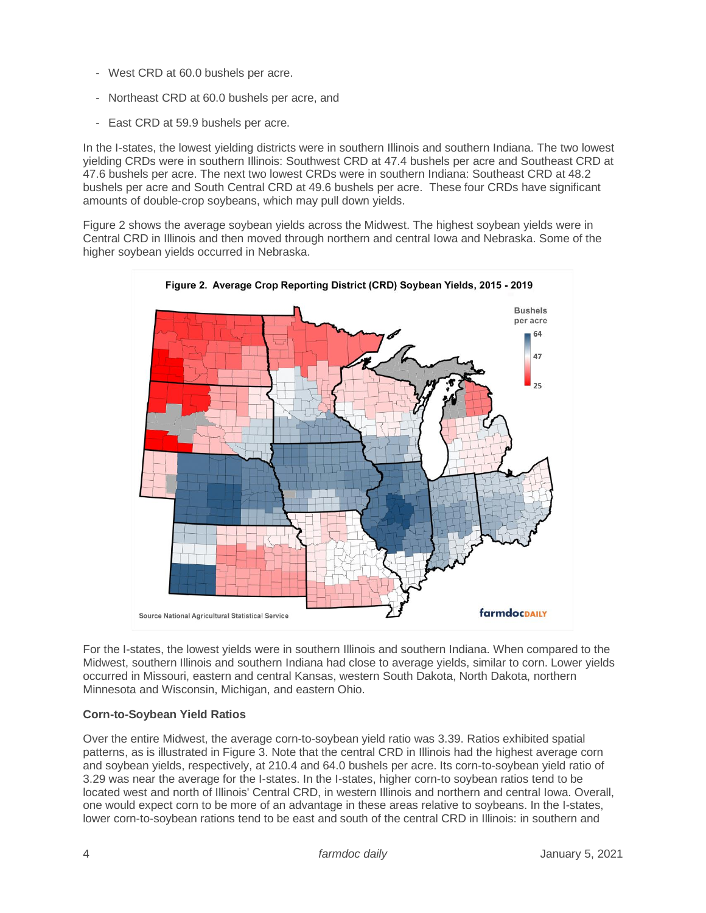- West CRD at 60.0 bushels per acre.
- Northeast CRD at 60.0 bushels per acre, and
- East CRD at 59.9 bushels per acre.

In the I-states, the lowest yielding districts were in southern Illinois and southern Indiana. The two lowest yielding CRDs were in southern Illinois: Southwest CRD at 47.4 bushels per acre and Southeast CRD at 47.6 bushels per acre. The next two lowest CRDs were in southern Indiana: Southeast CRD at 48.2 bushels per acre and South Central CRD at 49.6 bushels per acre. These four CRDs have significant amounts of double-crop soybeans, which may pull down yields.

Figure 2 shows the average soybean yields across the Midwest. The highest soybean yields were in Central CRD in Illinois and then moved through northern and central Iowa and Nebraska. Some of the higher soybean yields occurred in Nebraska.

**Figure 2. Average Crop Reporting District (CRD) Soybean Yields, 2015 - 2019**

Source National Agricultural Statistical Service

For the I-states, the lowest yields were in southern Illinois and southern Indiana. When compared to the Midwest, southern Illinois and southern Indiana had close to average yields, similar to corn. Lower yields occurred in Missouri, eastern and central Kansas, western South Dakota, North Dakota, northern Minnesota and Wisconsin, Michigan, and eastern Ohio.

### Corn-to-Soybean Yield Ratios

Over the entire Midwest, the average corn-to-soybean yield ratio was 3.39. Ratios exhibited spatial patterns, as is illustrated in Figure 3. Note that the central CRD in Illinois had the highest average corn and soybean yields, respectively, at 210.4 and 64.0 bushels per acre. Its corn-to-soybean yield ratio of 3.29 was near the average for the I-states. In the I-states, higher corn-to soybean ratios tend to be located west and north of Illinois' Central CRD, in western Illinois and northern and central Iowa. Overall, one would expect corn to be more of an advantage in these areas relative to soybeans. In the I-states, lower corn-to-soybean rations tend to be east and south of the central CRD in Illinois: in southern and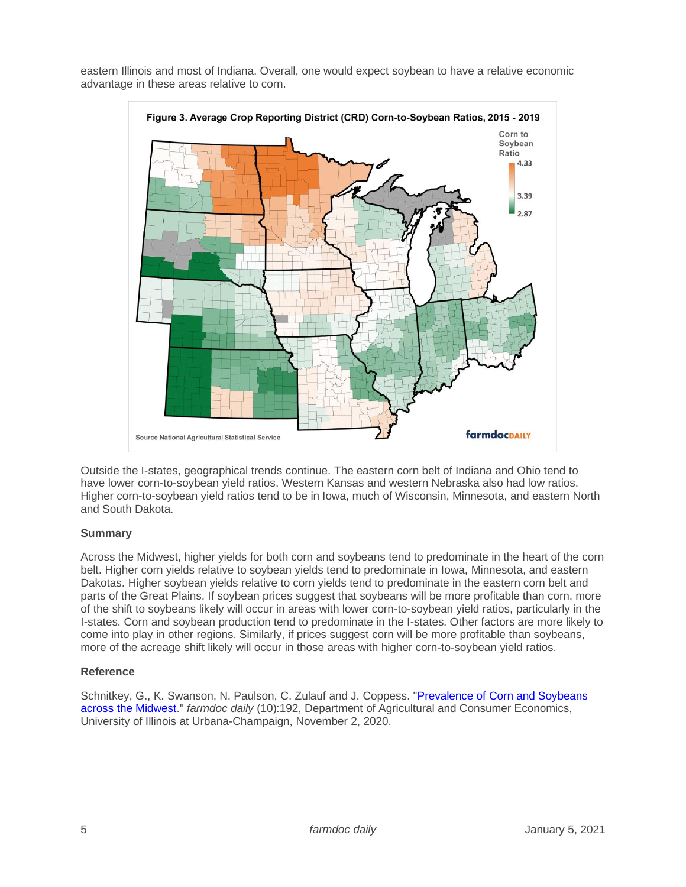eastern Illinois and most of Indiana. Overall, one would expect soybean to have a relative economic advantage in these areas relative to corn.

**Figure 3. Average Crop Reporting District (CRD) Corn-to-Soybean Ratios, 2015 - 2019**

Corn to Soybean Ratio
4.33
3.39
2.87

Source National Agricultural Statistical Service

farmdocDAILY

Outside the I-states, geographical trends continue. The eastern corn belt of Indiana and Ohio tend to have lower corn-to-soybean yield ratios. Western Kansas and western Nebraska also had low ratios. Higher corn-to-soybean yield ratios tend to be in Iowa, much of Wisconsin, Minnesota, and eastern North and South Dakota.

### Summary

Across the Midwest, higher yields for both corn and soybeans tend to predominate in the heart of the corn belt. Higher corn yields relative to soybean yields tend to predominate in Iowa, Minnesota, and eastern Dakotas. Higher soybean yields relative to corn yields tend to predominate in the eastern corn belt and parts of the Great Plains. If soybean prices suggest that soybeans will be more profitable than corn, more of the shift to soybeans likely will occur in areas with lower corn-to-soybean yield ratios, particularly in the I-states. Corn and soybean production tend to predominate in the I-states. Other factors are more likely to come into play in other regions. Similarly, if prices suggest corn will be more profitable than soybeans, more of the acreage shift likely will occur in those areas with higher corn-to-soybean yield ratios.

### Reference

Schnitkey, G., K. Swanson, N. Paulson, C. Zulauf and J. Coppess. "Prevalence of Corn and Soybeans across the Midwest." *farmdoc daily* (10):192, Department of Agricultural and Consumer Economics, University of Illinois at Urbana-Champaign, November 2, 2020.